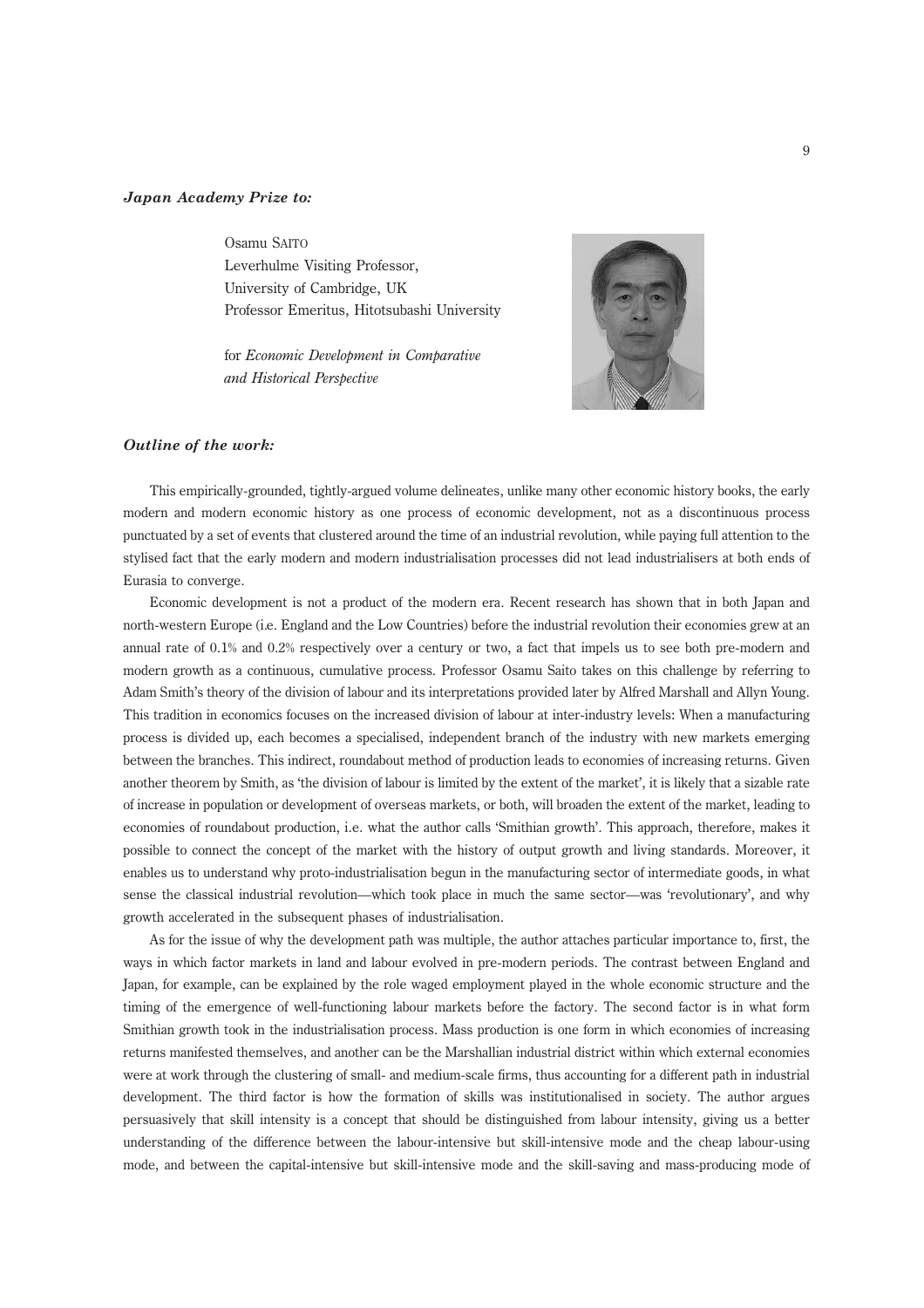***Japan Academy Prize to:***

Osamu SAITO
Leverhulme Visiting Professor,
University of Cambridge, UK
Professor Emeritus, Hitotsubashi University

for *Economic Development in Comparative and Historical Perspective*

***Outline of the work:***

This empirically-grounded, tightly-argued volume delineates, unlike many other economic history books, the early modern and modern economic history as one process of economic development, not as a discontinuous process punctuated by a set of events that clustered around the time of an industrial revolution, while paying full attention to the stylised fact that the early modern and modern industrialisation processes did not lead industrialisers at both ends of Eurasia to converge.

Economic development is not a product of the modern era. Recent research has shown that in both Japan and north-western Europe (i.e. England and the Low Countries) before the industrial revolution their economies grew at an annual rate of 0.1% and 0.2% respectively over a century or two, a fact that impels us to see both pre-modern and modern growth as a continuous, cumulative process. Professor Osamu Saito takes on this challenge by referring to Adam Smith's theory of the division of labour and its interpretations provided later by Alfred Marshall and Allyn Young. This tradition in economics focuses on the increased division of labour at inter-industry levels: When a manufacturing process is divided up, each becomes a specialised, independent branch of the industry with new markets emerging between the branches. This indirect, roundabout method of production leads to economies of increasing returns. Given another theorem by Smith, as 'the division of labour is limited by the extent of the market', it is likely that a sizable rate of increase in population or development of overseas markets, or both, will broaden the extent of the market, leading to economies of roundabout production, i.e. what the author calls 'Smithian growth'. This approach, therefore, makes it possible to connect the concept of the market with the history of output growth and living standards. Moreover, it enables us to understand why proto-industrialisation begun in the manufacturing sector of intermediate goods, in what sense the classical industrial revolution—which took place in much the same sector—was 'revolutionary', and why growth accelerated in the subsequent phases of industrialisation.

As for the issue of why the development path was multiple, the author attaches particular importance to, first, the ways in which factor markets in land and labour evolved in pre-modern periods. The contrast between England and Japan, for example, can be explained by the role waged employment played in the whole economic structure and the timing of the emergence of well-functioning labour markets before the factory. The second factor is in what form Smithian growth took in the industrialisation process. Mass production is one form in which economies of increasing returns manifested themselves, and another can be the Marshallian industrial district within which external economies were at work through the clustering of small- and medium-scale firms, thus accounting for a different path in industrial development. The third factor is how the formation of skills was institutionalised in society. The author argues persuasively that skill intensity is a concept that should be distinguished from labour intensity, giving us a better understanding of the difference between the labour-intensive but skill-intensive mode and the cheap labour-using mode, and between the capital-intensive but skill-intensive mode and the skill-saving and mass-producing mode of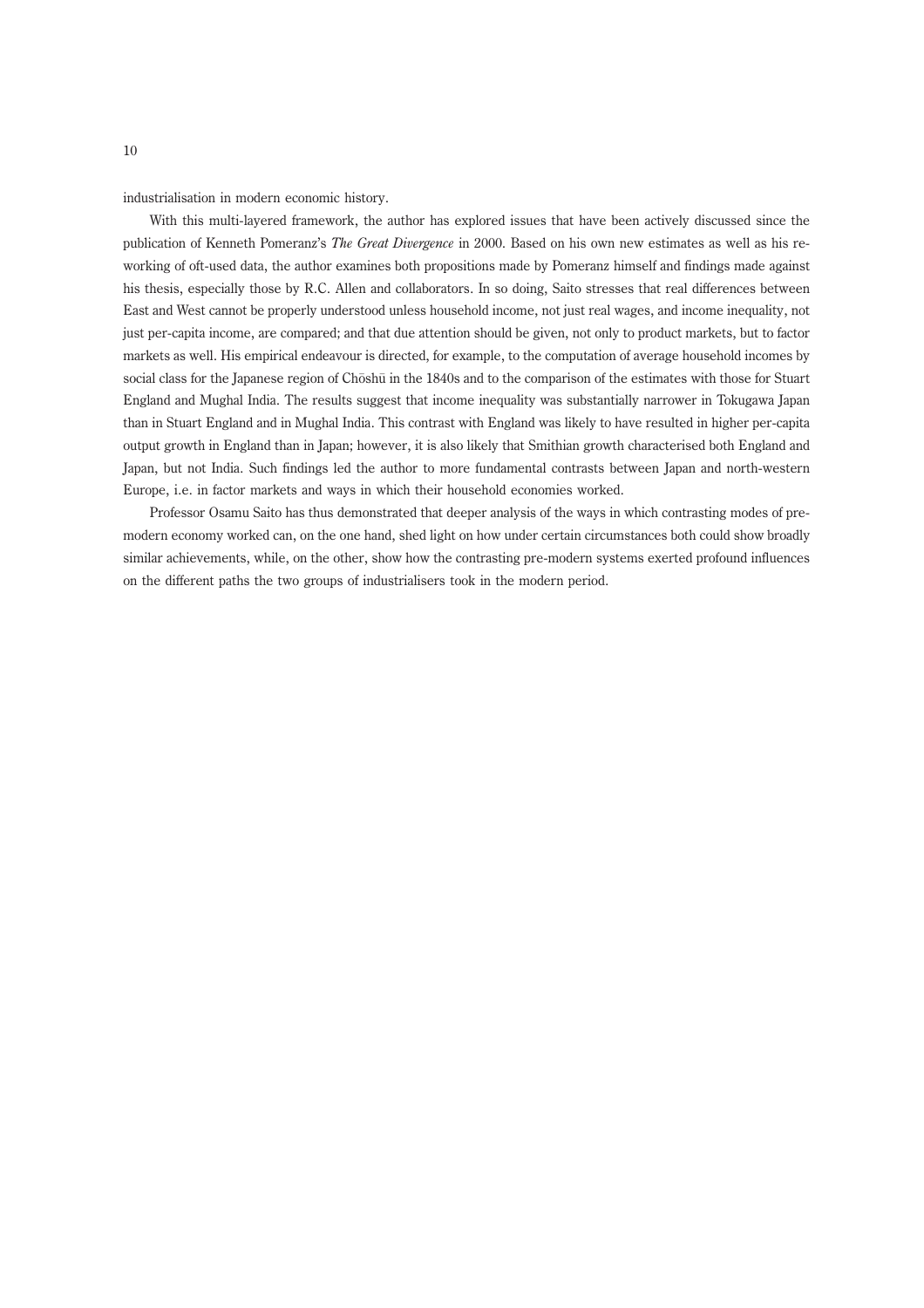industrialisation in modern economic history.

With this multi-layered framework, the author has explored issues that have been actively discussed since the publication of Kenneth Pomeranz's *The Great Divergence* in 2000. Based on his own new estimates as well as his reworking of oft-used data, the author examines both propositions made by Pomeranz himself and findings made against his thesis, especially those by R.C. Allen and collaborators. In so doing, Saito stresses that real differences between East and West cannot be properly understood unless household income, not just real wages, and income inequality, not just per-capita income, are compared; and that due attention should be given, not only to product markets, but to factor markets as well. His empirical endeavour is directed, for example, to the computation of average household incomes by social class for the Japanese region of Chōshū in the 1840s and to the comparison of the estimates with those for Stuart England and Mughal India. The results suggest that income inequality was substantially narrower in Tokugawa Japan than in Stuart England and in Mughal India. This contrast with England was likely to have resulted in higher per-capita output growth in England than in Japan; however, it is also likely that Smithian growth characterised both England and Japan, but not India. Such findings led the author to more fundamental contrasts between Japan and north-western Europe, i.e. in factor markets and ways in which their household economies worked.

Professor Osamu Saito has thus demonstrated that deeper analysis of the ways in which contrasting modes of pre-modern economy worked can, on the one hand, shed light on how under certain circumstances both could show broadly similar achievements, while, on the other, show how the contrasting pre-modern systems exerted profound influences on the different paths the two groups of industrialisers took in the modern period.